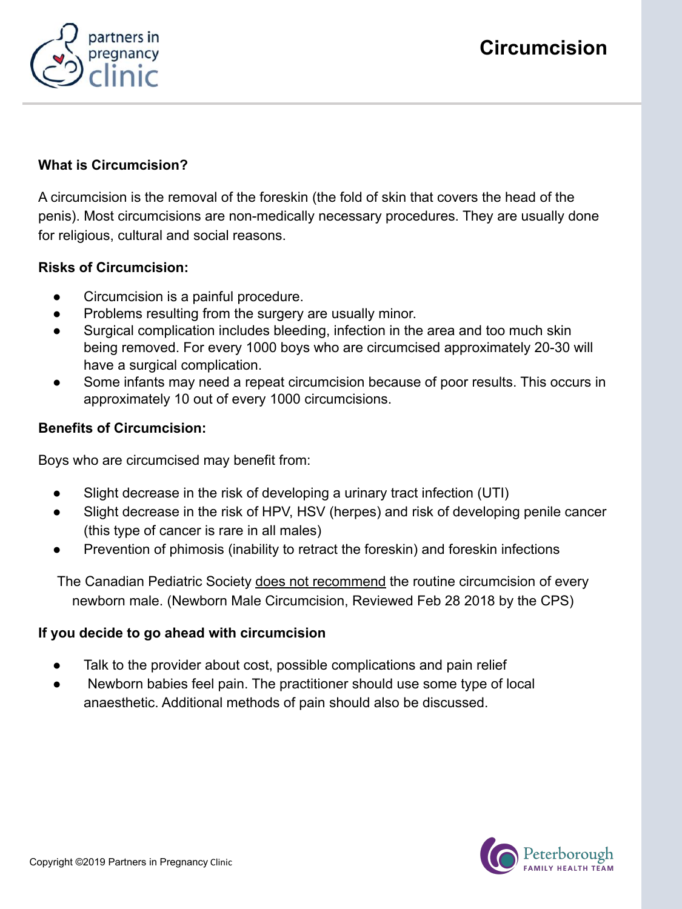# Circumcision

## What is Circumcision?

A circumcision is the removal of the foreskin (the fold of skin that covers the head of the penis). Most circumcisions are non-medically necessary procedures. They are usually done for religious, cultural and social reasons.

### Risks of Circumcision:

- Circumcision is a painful procedure.
- Problems resulting from the surgery are usually minor.
- Surgical complication includes bleeding, infection in the area and too much skin being removed. For every 1000 boys who are circumcised approximately 20-30 will have a surgical complication.
- Some infants may need a repeat circumcision because of poor results. This occurs in approximately 10 out of every 1000 circumcisions.

### Benefits of Circumcision:

Boys who are circumcised may benefit from:

- Slight decrease in the risk of developing a urinary tract infection (UTI)
- Slight decrease in the risk of HPV, HSV (herpes) and risk of developing penile cancer (this type of cancer is rare in all males)
- Prevention of phimosis (inability to retract the foreskin) and foreskin infections

The Canadian Pediatric Society does not recommend the routine circumcision of every newborn male. (Newborn Male Circumcision, Reviewed Feb 28 2018 by the CPS)

### If you decide to go ahead with circumcision

- Talk to the provider about cost, possible complications and pain relief
- Newborn babies feel pain. The practitioner should use some type of local anaesthetic. Additional methods of pain should also be discussed.

Copyright ©2019 Partners in Pregnancy Clinic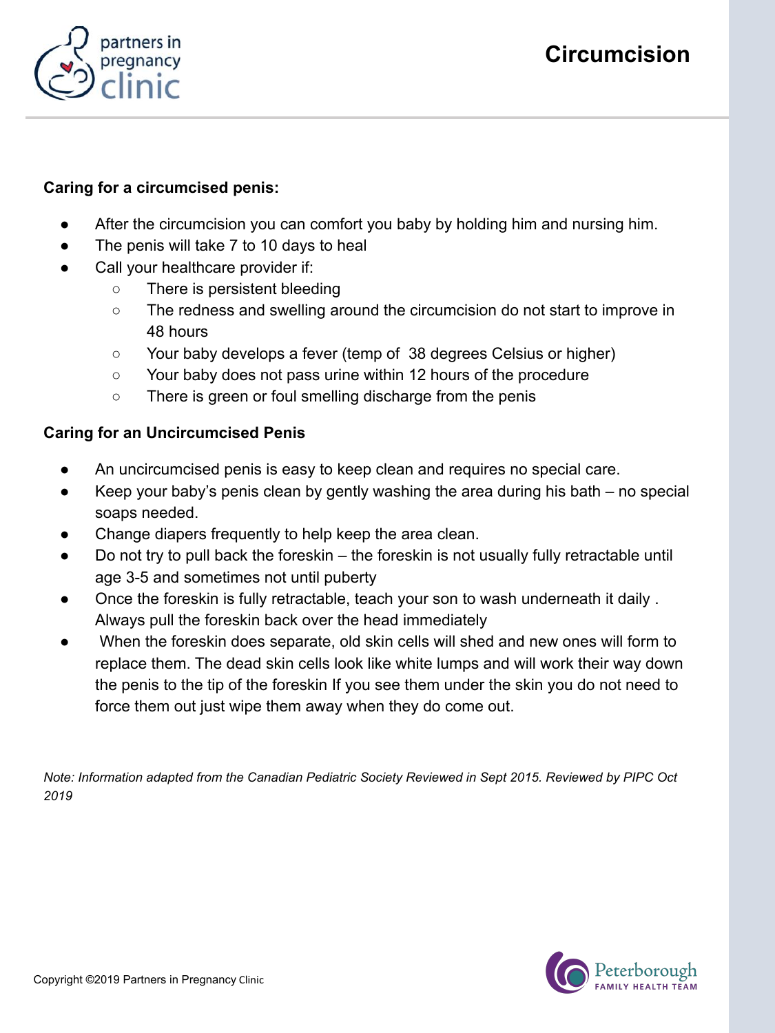# Circumcision

**Caring for a circumcised penis:**

- After the circumcision you can comfort you baby by holding him and nursing him.
- The penis will take 7 to 10 days to heal
- Call your healthcare provider if:
  - There is persistent bleeding
  - The redness and swelling around the circumcision do not start to improve in 48 hours
  - Your baby develops a fever (temp of 38 degrees Celsius or higher)
  - Your baby does not pass urine within 12 hours of the procedure
  - There is green or foul smelling discharge from the penis

**Caring for an Uncircumcised Penis**

- An uncircumcised penis is easy to keep clean and requires no special care.
- Keep your baby's penis clean by gently washing the area during his bath – no special soaps needed.
- Change diapers frequently to help keep the area clean.
- Do not try to pull back the foreskin – the foreskin is not usually fully retractable until age 3-5 and sometimes not until puberty
- Once the foreskin is fully retractable, teach your son to wash underneath it daily . Always pull the foreskin back over the head immediately
- When the foreskin does separate, old skin cells will shed and new ones will form to replace them. The dead skin cells look like white lumps and will work their way down the penis to the tip of the foreskin If you see them under the skin you do not need to force them out just wipe them away when they do come out.

*Note: Information adapted from the Canadian Pediatric Society Reviewed in Sept 2015. Reviewed by PIPC Oct 2019*

Copyright ©2019 Partners in Pregnancy Clinic